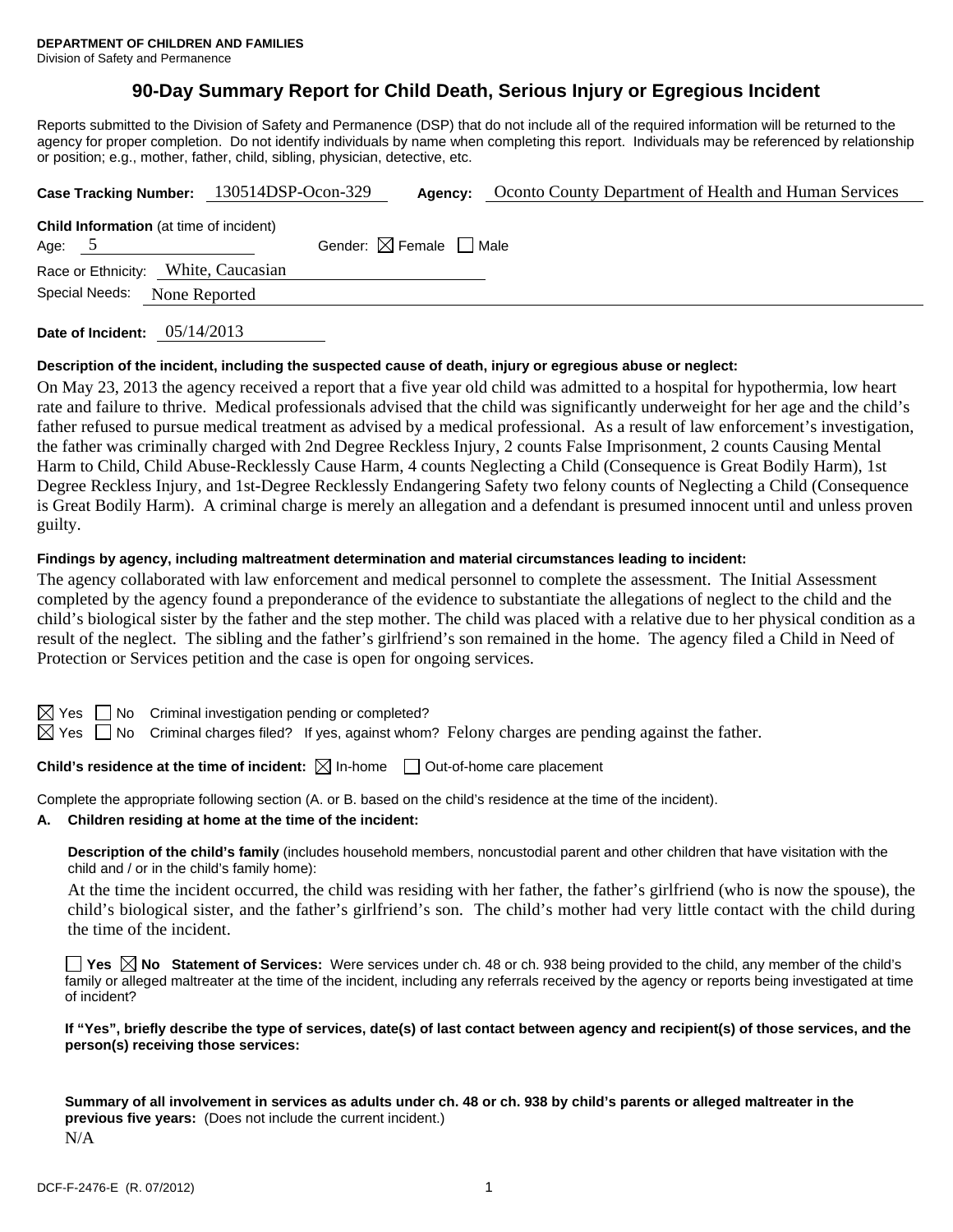**DEPARTMENT OF CHILDREN AND FAMILIES**
Division of Safety and Permanence

# 90-Day Summary Report for Child Death, Serious Injury or Egregious Incident

Reports submitted to the Division of Safety and Permanence (DSP) that do not include all of the required information will be returned to the agency for proper completion. Do not identify individuals by name when completing this report. Individuals may be referenced by relationship or position; e.g., mother, father, child, sibling, physician, detective, etc.

**Case Tracking Number:** 130514DSP-Ocon-329 **Agency:** Oconto County Department of Health and Human Services

**Child Information** (at time of incident)
Age: 5 Gender: ☒ Female ☐ Male
Race or Ethnicity: White, Caucasian
Special Needs: None Reported

**Date of Incident:** 05/14/2013

**Description of the incident, including the suspected cause of death, injury or egregious abuse or neglect:**

On May 23, 2013 the agency received a report that a five year old child was admitted to a hospital for hypothermia, low heart rate and failure to thrive. Medical professionals advised that the child was significantly underweight for her age and the child's father refused to pursue medical treatment as advised by a medical professional. As a result of law enforcement's investigation, the father was criminally charged with 2nd Degree Reckless Injury, 2 counts False Imprisonment, 2 counts Causing Mental Harm to Child, Child Abuse-Recklessly Cause Harm, 4 counts Neglecting a Child (Consequence is Great Bodily Harm), 1st Degree Reckless Injury, and 1st-Degree Recklessly Endangering Safety two felony counts of Neglecting a Child (Consequence is Great Bodily Harm). A criminal charge is merely an allegation and a defendant is presumed innocent until and unless proven guilty.

**Findings by agency, including maltreatment determination and material circumstances leading to incident:**

The agency collaborated with law enforcement and medical personnel to complete the assessment. The Initial Assessment completed by the agency found a preponderance of the evidence to substantiate the allegations of neglect to the child and the child's biological sister by the father and the step mother. The child was placed with a relative due to her physical condition as a result of the neglect. The sibling and the father's girlfriend's son remained in the home. The agency filed a Child in Need of Protection or Services petition and the case is open for ongoing services.

☒ Yes ☐ No Criminal investigation pending or completed?
☒ Yes ☐ No Criminal charges filed? If yes, against whom? Felony charges are pending against the father.

**Child's residence at the time of incident:** ☒ In-home ☐ Out-of-home care placement

Complete the appropriate following section (A. or B. based on the child's residence at the time of the incident).

**A. Children residing at home at the time of the incident:**

**Description of the child's family** (includes household members, noncustodial parent and other children that have visitation with the child and / or in the child's family home):

At the time the incident occurred, the child was residing with her father, the father's girlfriend (who is now the spouse), the child's biological sister, and the father's girlfriend's son. The child's mother had very little contact with the child during the time of the incident.

☐ **Yes** ☒ **No Statement of Services:** Were services under ch. 48 or ch. 938 being provided to the child, any member of the child's family or alleged maltreater at the time of the incident, including any referrals received by the agency or reports being investigated at time of incident?

**If "Yes", briefly describe the type of services, date(s) of last contact between agency and recipient(s) of those services, and the person(s) receiving those services:**

**Summary of all involvement in services as adults under ch. 48 or ch. 938 by child's parents or alleged maltreater in the previous five years:** (Does not include the current incident.)
N/A

DCF-F-2476-E (R. 07/2012)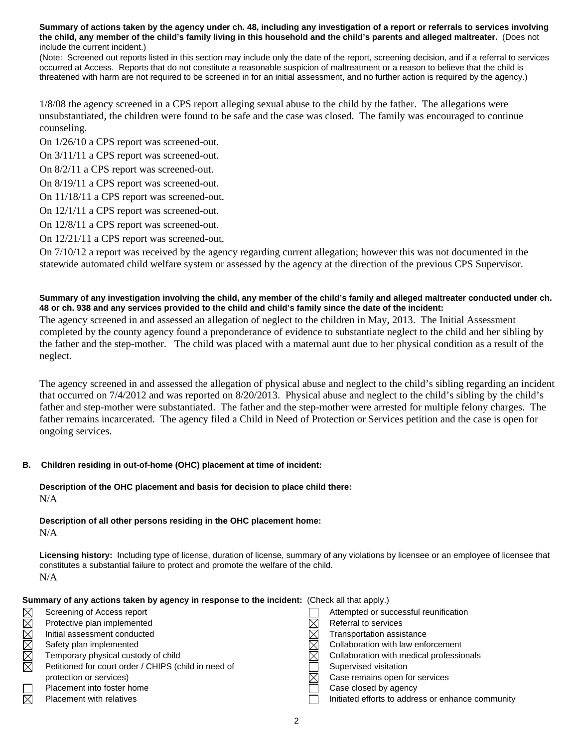**Summary of actions taken by the agency under ch. 48, including any investigation of a report or referrals to services involving the child, any member of the child's family living in this household and the child's parents and alleged maltreater.** (Does not include the current incident.)

(Note: Screened out reports listed in this section may include only the date of the report, screening decision, and if a referral to services occurred at Access. Reports that do not constitute a reasonable suspicion of maltreatment or a reason to believe that the child is threatened with harm are not required to be screened in for an initial assessment, and no further action is required by the agency.)

1/8/08 the agency screened in a CPS report alleging sexual abuse to the child by the father. The allegations were unsubstantiated, the children were found to be safe and the case was closed. The family was encouraged to continue counseling.

On 1/26/10 a CPS report was screened-out.

On 3/11/11 a CPS report was screened-out.

On 8/2/11 a CPS report was screened-out.

On 8/19/11 a CPS report was screened-out.

On 11/18/11 a CPS report was screened-out.

On 12/1/11 a CPS report was screened-out.

On 12/8/11 a CPS report was screened-out.

On 12/21/11 a CPS report was screened-out.

On 7/10/12 a report was received by the agency regarding current allegation; however this was not documented in the statewide automated child welfare system or assessed by the agency at the direction of the previous CPS Supervisor.

**Summary of any investigation involving the child, any member of the child's family and alleged maltreater conducted under ch. 48 or ch. 938 and any services provided to the child and child's family since the date of the incident:**

The agency screened in and assessed an allegation of neglect to the children in May, 2013. The Initial Assessment completed by the county agency found a preponderance of evidence to substantiate neglect to the child and her sibling by the father and the step-mother. The child was placed with a maternal aunt due to her physical condition as a result of the neglect.

The agency screened in and assessed the allegation of physical abuse and neglect to the child's sibling regarding an incident that occurred on 7/4/2012 and was reported on 8/20/2013. Physical abuse and neglect to the child's sibling by the child's father and step-mother were substantiated. The father and the step-mother were arrested for multiple felony charges. The father remains incarcerated. The agency filed a Child in Need of Protection or Services petition and the case is open for ongoing services.

**B. Children residing in out-of-home (OHC) placement at time of incident:**

**Description of the OHC placement and basis for decision to place child there:**

N/A

**Description of all other persons residing in the OHC placement home:**

N/A

**Licensing history:** Including type of license, duration of license, summary of any violations by licensee or an employee of licensee that constitutes a substantial failure to protect and promote the welfare of the child.

N/A

**Summary of any actions taken by agency in response to the incident:** (Check all that apply.)

- ☒ Screening of Access report
- ☒ Protective plan implemented
- ☒ Initial assessment conducted
- ☒ Safety plan implemented
- ☒ Temporary physical custody of child
- ☒ Petitioned for court order / CHIPS (child in need of protection or services)
- ☐ Placement into foster home
- ☒ Placement with relatives
- ☐ Attempted or successful reunification
- ☒ Referral to services
- ☒ Transportation assistance
- ☒ Collaboration with law enforcement
- ☒ Collaboration with medical professionals
- ☐ Supervised visitation
- ☒ Case remains open for services
- ☐ Case closed by agency
- ☐ Initiated efforts to address or enhance community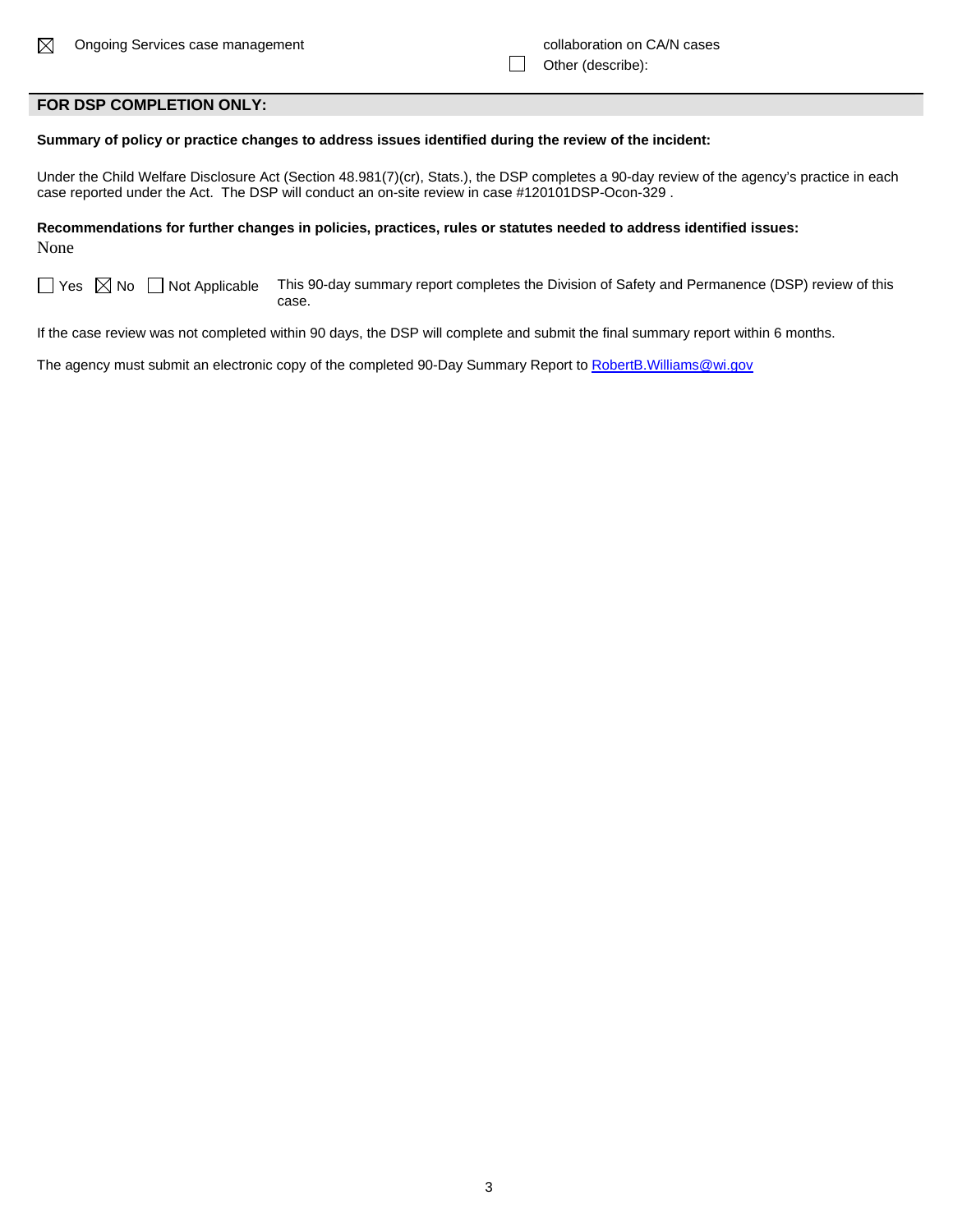☒ Ongoing Services case management

collaboration on CA/N cases

☐ Other (describe):

## FOR DSP COMPLETION ONLY:

**Summary of policy or practice changes to address issues identified during the review of the incident:**

Under the Child Welfare Disclosure Act (Section 48.981(7)(cr), Stats.), the DSP completes a 90-day review of the agency's practice in each case reported under the Act. The DSP will conduct an on-site review in case #120101DSP-Ocon-329 .

**Recommendations for further changes in policies, practices, rules or statutes needed to address identified issues:**

None

☐ Yes ☒ No ☐ Not Applicable This 90-day summary report completes the Division of Safety and Permanence (DSP) review of this case.

If the case review was not completed within 90 days, the DSP will complete and submit the final summary report within 6 months.

The agency must submit an electronic copy of the completed 90-Day Summary Report to RobertB.Williams@wi.gov